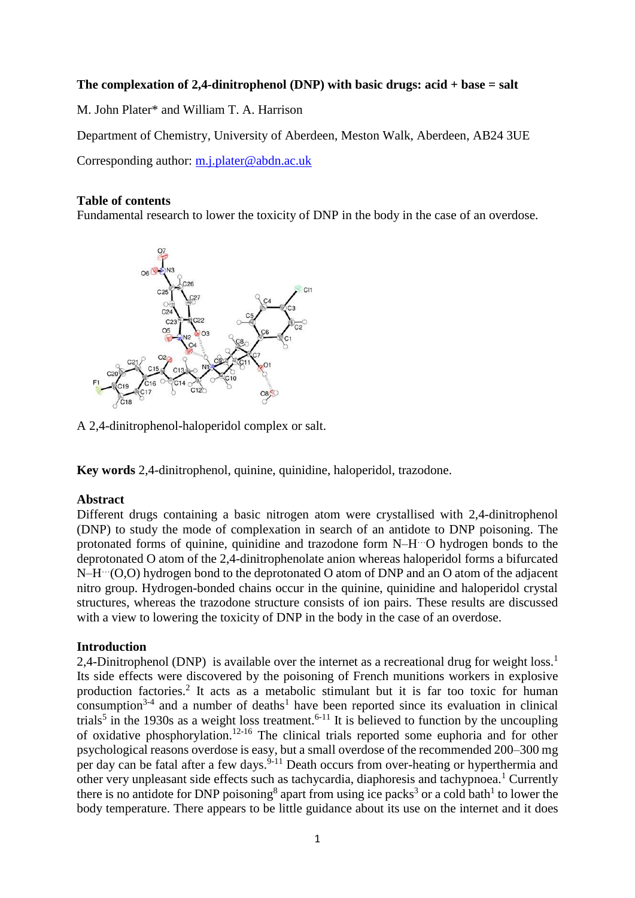**The complexation of 2,4-dinitrophenol (DNP) with basic drugs: acid + base = salt**

M. John Plater* and William T. A. Harrison

Department of Chemistry, University of Aberdeen, Meston Walk, Aberdeen, AB24 3UE

Corresponding author: m.j.plater@abdn.ac.uk

**Table of contents**

Fundamental research to lower the toxicity of DNP in the body in the case of an overdose.

A 2,4-dinitrophenol-haloperidol complex or salt.

**Key words** 2,4-dinitrophenol, quinine, quinidine, haloperidol, trazodone.

**Abstract**

Different drugs containing a basic nitrogen atom were crystallised with 2,4-dinitrophenol (DNP) to study the mode of complexation in search of an antidote to DNP poisoning. The protonated forms of quinine, quinidine and trazodone form N–H···O hydrogen bonds to the deprotonated O atom of the 2,4-dinitrophenolate anion whereas haloperidol forms a bifurcated N–H···(O,O) hydrogen bond to the deprotonated O atom of DNP and an O atom of the adjacent nitro group. Hydrogen-bonded chains occur in the quinine, quinidine and haloperidol crystal structures, whereas the trazodone structure consists of ion pairs. These results are discussed with a view to lowering the toxicity of DNP in the body in the case of an overdose.

**Introduction**

2,4-Dinitrophenol (DNP) is available over the internet as a recreational drug for weight loss.[1] Its side effects were discovered by the poisoning of French munitions workers in explosive production factories.[2] It acts as a metabolic stimulant but it is far too toxic for human consumption[3-4] and a number of deaths[1] have been reported since its evaluation in clinical trials[5] in the 1930s as a weight loss treatment.[6-11] It is believed to function by the uncoupling of oxidative phosphorylation.[12-16] The clinical trials reported some euphoria and for other psychological reasons overdose is easy, but a small overdose of the recommended 200–300 mg per day can be fatal after a few days.[9-11] Death occurs from over-heating or hyperthermia and other very unpleasant side effects such as tachycardia, diaphoresis and tachypnoea.[1] Currently there is no antidote for DNP poisoning[8] apart from using ice packs[3] or a cold bath[1] to lower the body temperature. There appears to be little guidance about its use on the internet and it does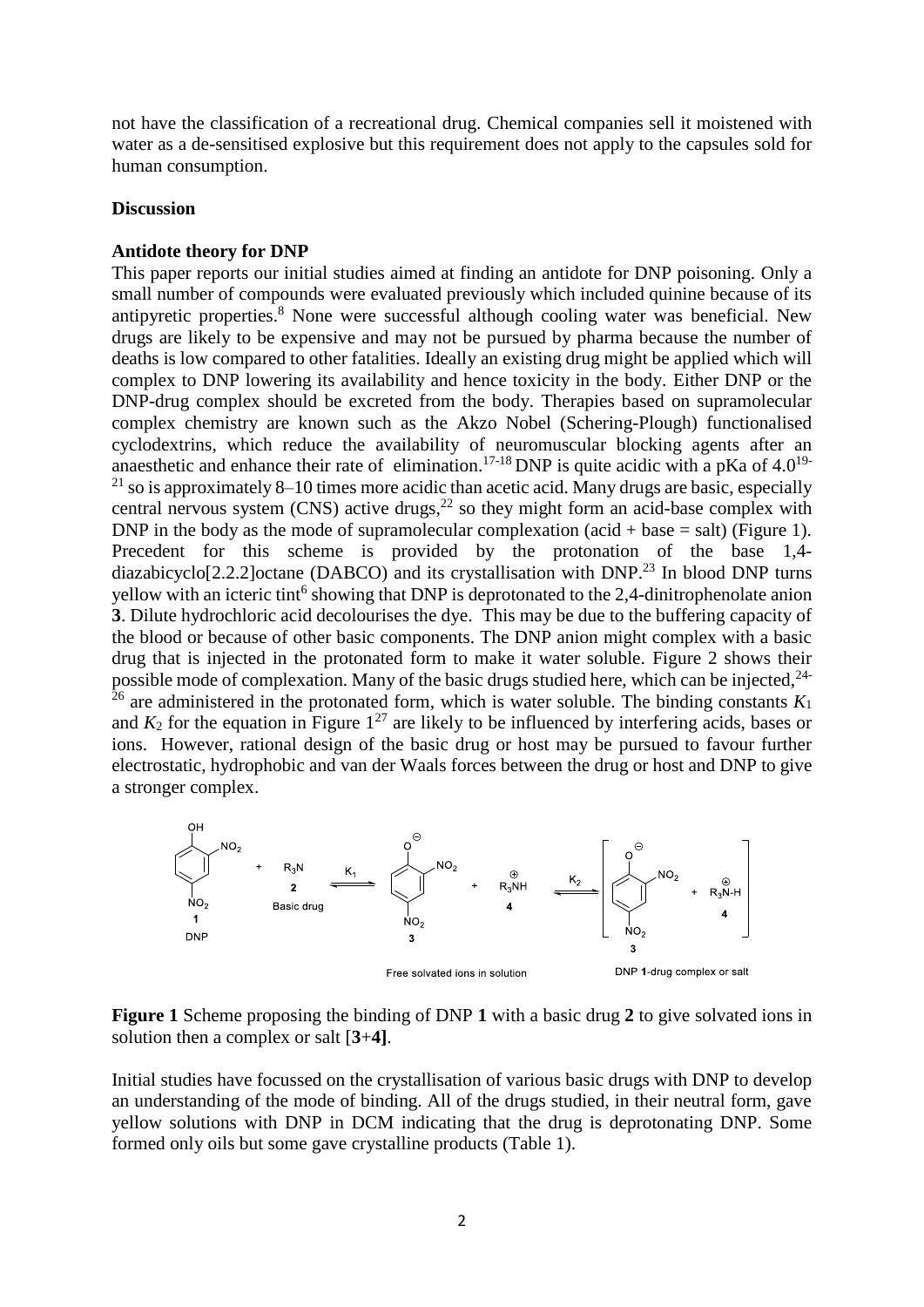not have the classification of a recreational drug. Chemical companies sell it moistened with water as a de-sensitised explosive but this requirement does not apply to the capsules sold for human consumption.

## Discussion

### Antidote theory for DNP

This paper reports our initial studies aimed at finding an antidote for DNP poisoning. Only a small number of compounds were evaluated previously which included quinine because of its antipyretic properties.[8] None were successful although cooling water was beneficial. New drugs are likely to be expensive and may not be pursued by pharma because the number of deaths is low compared to other fatalities. Ideally an existing drug might be applied which will complex to DNP lowering its availability and hence toxicity in the body. Either DNP or the DNP-drug complex should be excreted from the body. Therapies based on supramolecular complex chemistry are known such as the Akzo Nobel (Schering-Plough) functionalised cyclodextrins, which reduce the availability of neuromuscular blocking agents after an anaesthetic and enhance their rate of elimination.[17-18] DNP is quite acidic with a pKa of 4.0[19-21] so is approximately 8–10 times more acidic than acetic acid. Many drugs are basic, especially central nervous system (CNS) active drugs,[22] so they might form an acid-base complex with DNP in the body as the mode of supramolecular complexation (acid + base = salt) (Figure 1). Precedent for this scheme is provided by the protonation of the base 1,4-diazabicyclo[2.2.2]octane (DABCO) and its crystallisation with DNP.[23] In blood DNP turns yellow with an icteric tint[6] showing that DNP is deprotonated to the 2,4-dinitrophenolate anion **3**. Dilute hydrochloric acid decolourises the dye. This may be due to the buffering capacity of the blood or because of other basic components. The DNP anion might complex with a basic drug that is injected in the protonated form to make it water soluble. Figure 2 shows their possible mode of complexation. Many of the basic drugs studied here, which can be injected,[24-26] are administered in the protonated form, which is water soluble. The binding constants $K_1$ and $K_2$ for the equation in Figure 1[27] are likely to be influenced by interfering acids, bases or ions. However, rational design of the basic drug or host may be pursued to favour further electrostatic, hydrophobic and van der Waals forces between the drug or host and DNP to give a stronger complex.

$$\text{DNP } \mathbf{1} + R_3N\ \mathbf{2}\ (\text{Basic drug}) \underset{}{\overset{K_1}{\rightleftharpoons}} \mathbf{3} + R_3\overset{\oplus}{N}H\ \mathbf{4} \underset{}{\overset{K_2}{\rightleftharpoons}} [\mathbf{3} + R_3\overset{\oplus}{N}\text{-}H\ \mathbf{4}]$$

Free solvated ions in solution — DNP **1**-drug complex or salt

**Figure 1** Scheme proposing the binding of DNP **1** with a basic drug **2** to give solvated ions in solution then a complex or salt [**3**+**4]**.

Initial studies have focussed on the crystallisation of various basic drugs with DNP to develop an understanding of the mode of binding. All of the drugs studied, in their neutral form, gave yellow solutions with DNP in DCM indicating that the drug is deprotonating DNP. Some formed only oils but some gave crystalline products (Table 1).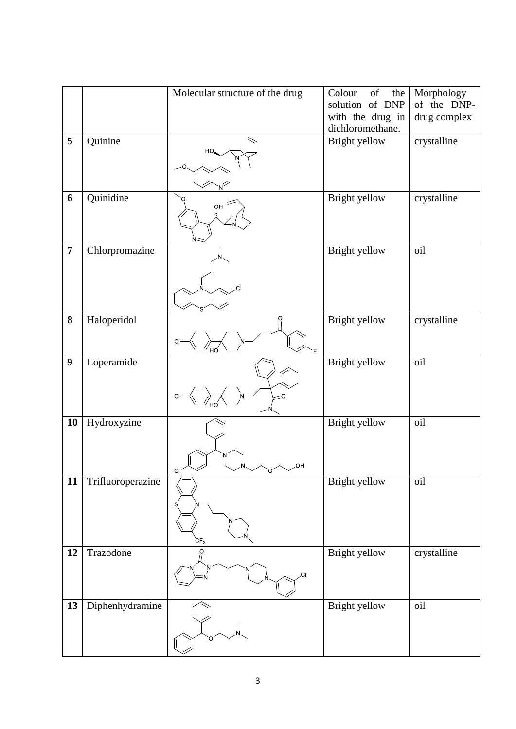| | | Molecular structure of the drug | Colour of the solution of DNP with the drug in dichloromethane. | Morphology of the DNP-drug complex |
|---|---|---|---|---|
| **5** | Quinine | | Bright yellow | crystalline |
| **6** | Quinidine | | Bright yellow | crystalline |
| **7** | Chlorpromazine | | Bright yellow | oil |
| **8** | Haloperidol | | Bright yellow | crystalline |
| **9** | Loperamide | | Bright yellow | oil |
| **10** | Hydroxyzine | | Bright yellow | oil |
| **11** | Trifluoroperazine | | Bright yellow | oil |
| **12** | Trazodone | | Bright yellow | crystalline |
| **13** | Diphenhydramine | | Bright yellow | oil |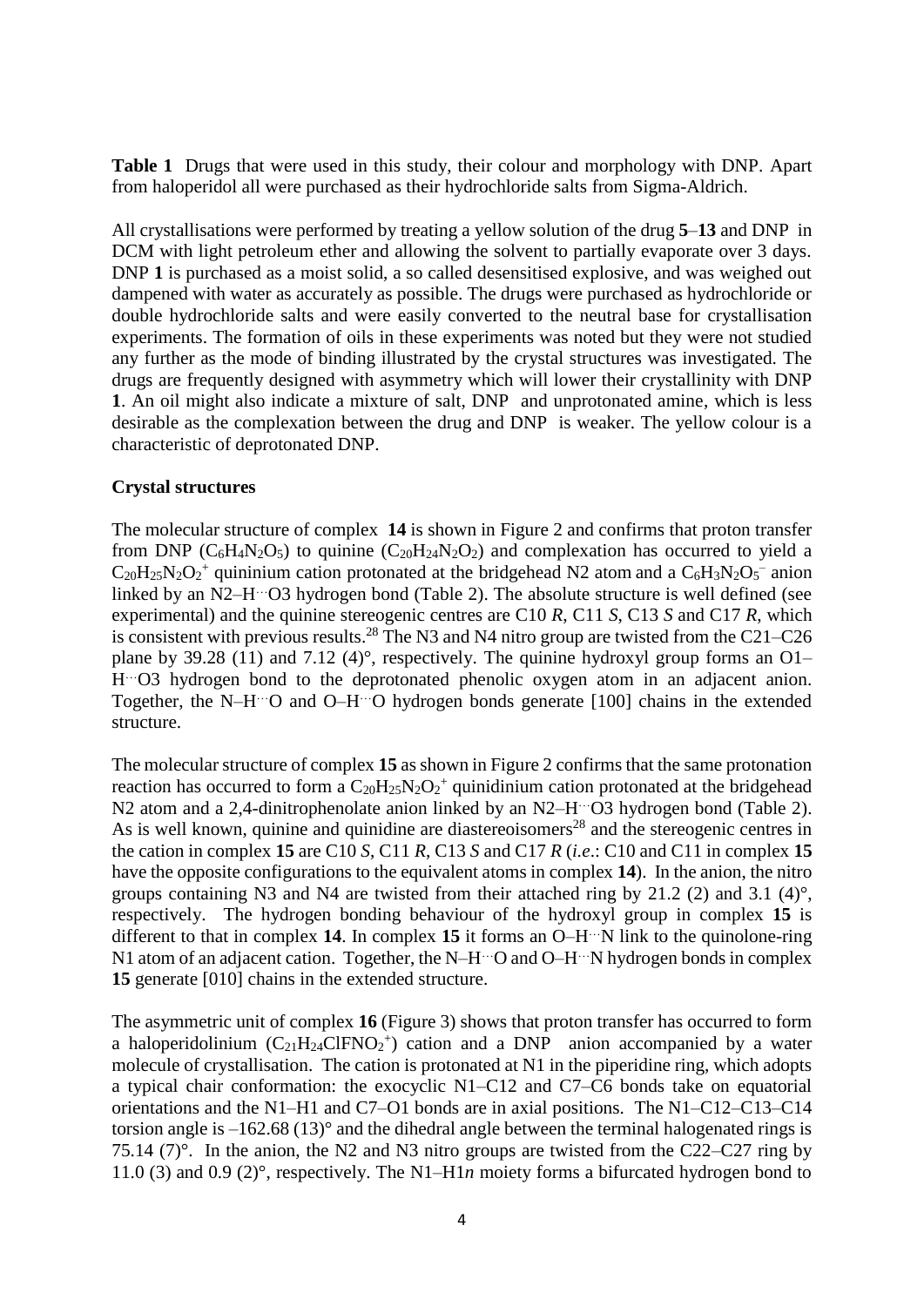**Table 1** Drugs that were used in this study, their colour and morphology with DNP. Apart from haloperidol all were purchased as their hydrochloride salts from Sigma-Aldrich.

All crystallisations were performed by treating a yellow solution of the drug **5**–**13** and DNP in DCM with light petroleum ether and allowing the solvent to partially evaporate over 3 days. DNP **1** is purchased as a moist solid, a so called desensitised explosive, and was weighed out dampened with water as accurately as possible. The drugs were purchased as hydrochloride or double hydrochloride salts and were easily converted to the neutral base for crystallisation experiments. The formation of oils in these experiments was noted but they were not studied any further as the mode of binding illustrated by the crystal structures was investigated. The drugs are frequently designed with asymmetry which will lower their crystallinity with DNP **1**. An oil might also indicate a mixture of salt, DNP and unprotonated amine, which is less desirable as the complexation between the drug and DNP is weaker. The yellow colour is a characteristic of deprotonated DNP.

**Crystal structures**

The molecular structure of complex **14** is shown in Figure 2 and confirms that proton transfer from DNP ($C_6H_4N_2O_5$) to quinine ($C_{20}H_{24}N_2O_2$) and complexation has occurred to yield a $C_{20}H_{25}N_2O_2^+$ quininium cation protonated at the bridgehead N2 atom and a $C_6H_3N_2O_5^-$ anion linked by an N2–H···O3 hydrogen bond (Table 2). The absolute structure is well defined (see experimental) and the quinine stereogenic centres are C10 *R*, C11 *S*, C13 *S* and C17 *R*, which is consistent with previous results.[28] The N3 and N4 nitro group are twisted from the C21–C26 plane by 39.28 (11) and 7.12 (4)°, respectively. The quinine hydroxyl group forms an O1–H···O3 hydrogen bond to the deprotonated phenolic oxygen atom in an adjacent anion. Together, the N–H···O and O–H···O hydrogen bonds generate [100] chains in the extended structure.

The molecular structure of complex **15** as shown in Figure 2 confirms that the same protonation reaction has occurred to form a $C_{20}H_{25}N_2O_2^+$ quinidinium cation protonated at the bridgehead N2 atom and a 2,4-dinitrophenolate anion linked by an N2–H···O3 hydrogen bond (Table 2). As is well known, quinine and quinidine are diastereoisomers[28] and the stereogenic centres in the cation in complex **15** are C10 *S*, C11 *R*, C13 *S* and C17 *R* (*i.e*.: C10 and C11 in complex **15** have the opposite configurations to the equivalent atoms in complex **14**). In the anion, the nitro groups containing N3 and N4 are twisted from their attached ring by 21.2 (2) and 3.1 (4)°, respectively. The hydrogen bonding behaviour of the hydroxyl group in complex **15** is different to that in complex **14**. In complex **15** it forms an O–H···N link to the quinolone-ring N1 atom of an adjacent cation. Together, the N–H···O and O–H···N hydrogen bonds in complex **15** generate [010] chains in the extended structure.

The asymmetric unit of complex **16** (Figure 3) shows that proton transfer has occurred to form a haloperidolinium ($C_{21}H_{24}ClFNO_2^+$) cation and a DNP anion accompanied by a water molecule of crystallisation. The cation is protonated at N1 in the piperidine ring, which adopts a typical chair conformation: the exocyclic N1–C12 and C7–C6 bonds take on equatorial orientations and the N1–H1 and C7–O1 bonds are in axial positions. The N1–C12–C13–C14 torsion angle is –162.68 (13)° and the dihedral angle between the terminal halogenated rings is 75.14 (7)°. In the anion, the N2 and N3 nitro groups are twisted from the C22–C27 ring by 11.0 (3) and 0.9 (2)°, respectively. The N1–H1*n* moiety forms a bifurcated hydrogen bond to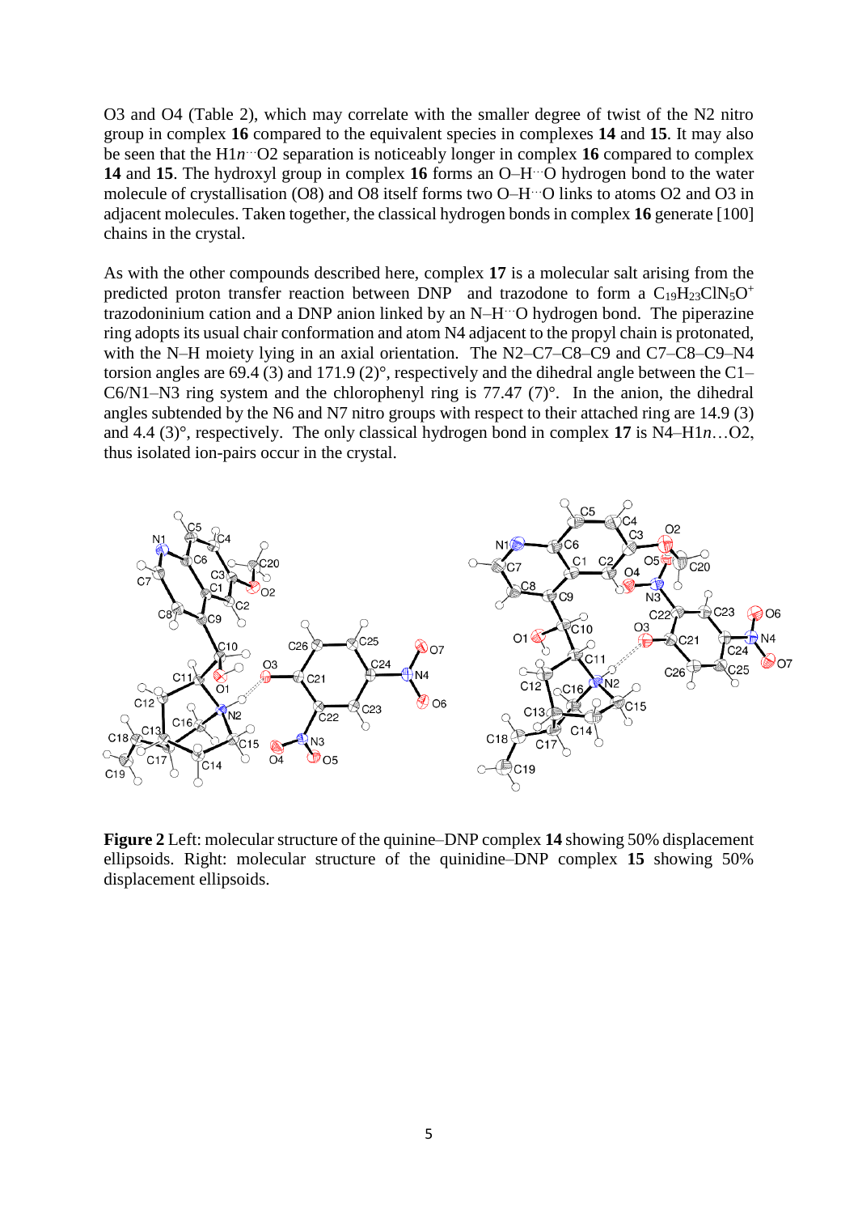O3 and O4 (Table 2), which may correlate with the smaller degree of twist of the N2 nitro group in complex **16** compared to the equivalent species in complexes **14** and **15**. It may also be seen that the H1*n*···O2 separation is noticeably longer in complex **16** compared to complex **14** and **15**. The hydroxyl group in complex **16** forms an O–H···O hydrogen bond to the water molecule of crystallisation (O8) and O8 itself forms two O–H···O links to atoms O2 and O3 in adjacent molecules. Taken together, the classical hydrogen bonds in complex **16** generate [100] chains in the crystal.

As with the other compounds described here, complex **17** is a molecular salt arising from the predicted proton transfer reaction between DNP and trazodone to form a $C_{19}H_{23}ClN_5O^+$ trazodoninium cation and a DNP anion linked by an N–H···O hydrogen bond. The piperazine ring adopts its usual chair conformation and atom N4 adjacent to the propyl chain is protonated, with the N–H moiety lying in an axial orientation. The N2–C7–C8–C9 and C7–C8–C9–N4 torsion angles are 69.4 (3) and 171.9 (2)°, respectively and the dihedral angle between the C1–C6/N1–N3 ring system and the chlorophenyl ring is 77.47 (7)°. In the anion, the dihedral angles subtended by the N6 and N7 nitro groups with respect to their attached ring are 14.9 (3) and 4.4 (3)°, respectively. The only classical hydrogen bond in complex **17** is N4–H1*n*…O2, thus isolated ion-pairs occur in the crystal.

**Figure 2** Left: molecular structure of the quinine–DNP complex **14** showing 50% displacement ellipsoids. Right: molecular structure of the quinidine–DNP complex **15** showing 50% displacement ellipsoids.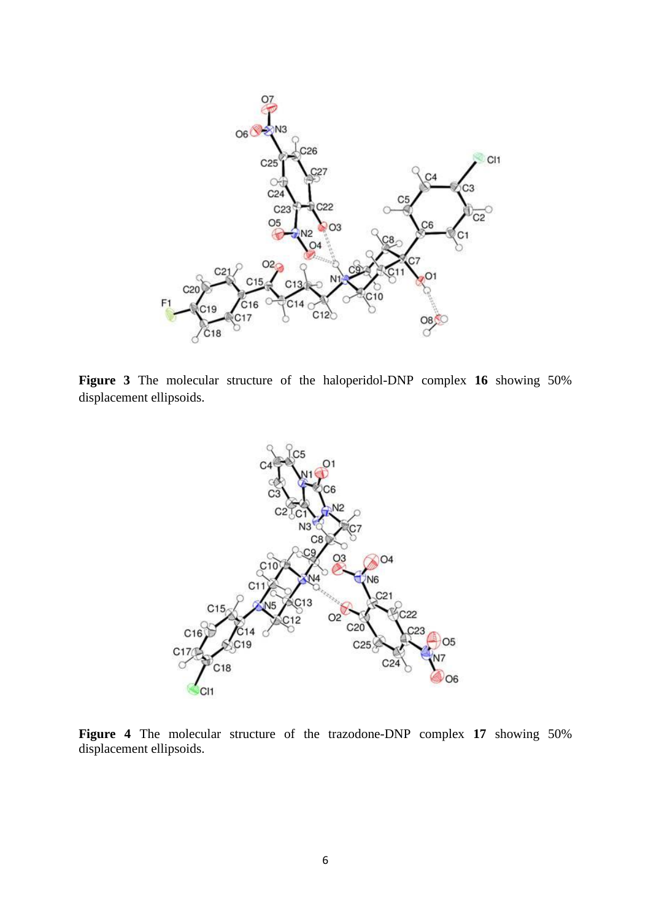**Figure 3** The molecular structure of the haloperidol-DNP complex **16** showing 50% displacement ellipsoids.

**Figure 4** The molecular structure of the trazodone-DNP complex **17** showing 50% displacement ellipsoids.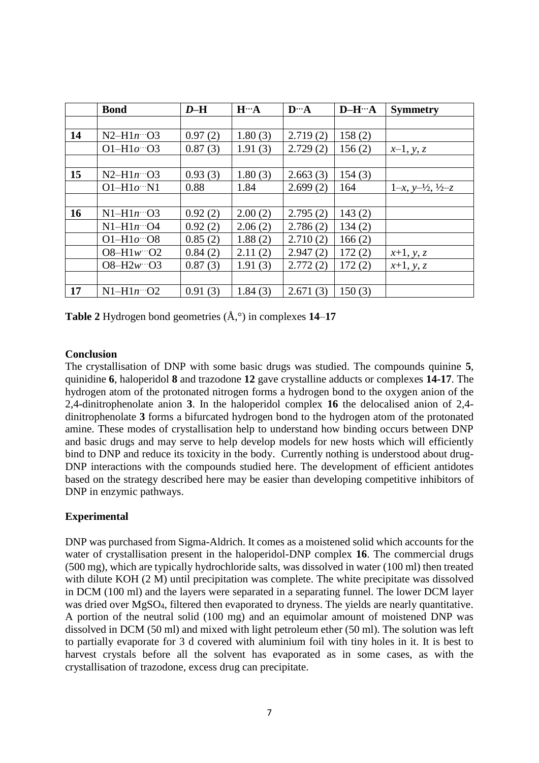|  | Bond | *D*–H | H···A | D···A | D–H···A | Symmetry |
|---|---|---|---|---|---|---|
|  |  |  |  |  |  |  |
| **14** | N2–H1*n*···O3 | 0.97 (2) | 1.80 (3) | 2.719 (2) | 158 (2) |  |
|  | O1–H1*o*···O3 | 0.87 (3) | 1.91 (3) | 2.729 (2) | 156 (2) | *x*–1, *y*, *z* |
|  |  |  |  |  |  |  |
| **15** | N2–H1*n*···O3 | 0.93 (3) | 1.80 (3) | 2.663 (3) | 154 (3) |  |
|  | O1–H1*o*···N1 | 0.88 | 1.84 | 2.699 (2) | 164 | 1–*x*, *y*–½, ½–*z* |
|  |  |  |  |  |  |  |
| **16** | N1–H1*n*···O3 | 0.92 (2) | 2.00 (2) | 2.795 (2) | 143 (2) |  |
|  | N1–H1*n*···O4 | 0.92 (2) | 2.06 (2) | 2.786 (2) | 134 (2) |  |
|  | O1–H1*o*···O8 | 0.85 (2) | 1.88 (2) | 2.710 (2) | 166 (2) |  |
|  | O8–H1*w*···O2 | 0.84 (2) | 2.11 (2) | 2.947 (2) | 172 (2) | *x*+1, *y*, *z* |
|  | O8–H2*w*···O3 | 0.87 (3) | 1.91 (3) | 2.772 (2) | 172 (2) | *x*+1, *y*, *z* |
|  |  |  |  |  |  |  |
| **17** | N1–H1*n*···O2 | 0.91 (3) | 1.84 (3) | 2.671 (3) | 150 (3) |  |

**Table 2** Hydrogen bond geometries (Å,°) in complexes **14**–**17**

## Conclusion

The crystallisation of DNP with some basic drugs was studied. The compounds quinine **5**, quinidine **6**, haloperidol **8** and trazodone **12** gave crystalline adducts or complexes **14-17**. The hydrogen atom of the protonated nitrogen forms a hydrogen bond to the oxygen anion of the 2,4-dinitrophenolate anion **3**. In the haloperidol complex **16** the delocalised anion of 2,4-dinitrophenolate **3** forms a bifurcated hydrogen bond to the hydrogen atom of the protonated amine. These modes of crystallisation help to understand how binding occurs between DNP and basic drugs and may serve to help develop models for new hosts which will efficiently bind to DNP and reduce its toxicity in the body. Currently nothing is understood about drug-DNP interactions with the compounds studied here. The development of efficient antidotes based on the strategy described here may be easier than developing competitive inhibitors of DNP in enzymic pathways.

## Experimental

DNP was purchased from Sigma-Aldrich. It comes as a moistened solid which accounts for the water of crystallisation present in the haloperidol-DNP complex **16**. The commercial drugs (500 mg), which are typically hydrochloride salts, was dissolved in water (100 ml) then treated with dilute KOH (2 M) until precipitation was complete. The white precipitate was dissolved in DCM (100 ml) and the layers were separated in a separating funnel. The lower DCM layer was dried over $MgSO_4$, filtered then evaporated to dryness. The yields are nearly quantitative. A portion of the neutral solid (100 mg) and an equimolar amount of moistened DNP was dissolved in DCM (50 ml) and mixed with light petroleum ether (50 ml). The solution was left to partially evaporate for 3 d covered with aluminium foil with tiny holes in it. It is best to harvest crystals before all the solvent has evaporated as in some cases, as with the crystallisation of trazodone, excess drug can precipitate.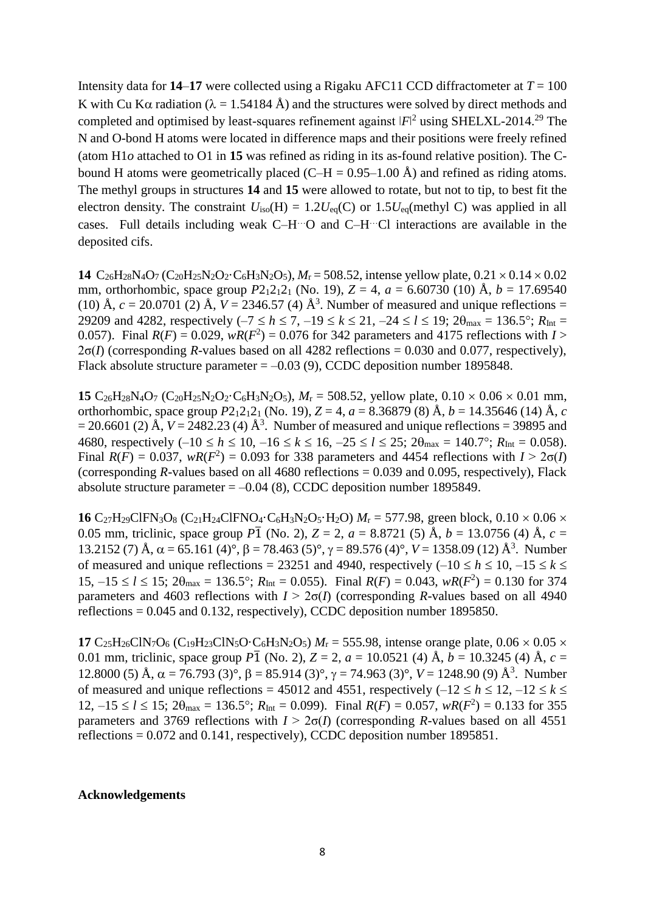Intensity data for **14**–**17** were collected using a Rigaku AFC11 CCD diffractometer at $T = 100$ K with Cu K$\alpha$ radiation ($\lambda = 1.54184$ Å) and the structures were solved by direct methods and completed and optimised by least-squares refinement against $|F|^2$ using SHELXL-2014.[29] The N and O-bond H atoms were located in difference maps and their positions were freely refined (atom H1*o* attached to O1 in **15** was refined as riding in its as-found relative position). The C-bound H atoms were geometrically placed (C–H = 0.95–1.00 Å) and refined as riding atoms. The methyl groups in structures **14** and **15** were allowed to rotate, but not to tip, to best fit the electron density. The constraint $U_{iso}(H) = 1.2U_{eq}(C)$ or $1.5U_{eq}$(methyl C) was applied in all cases. Full details including weak C–H···O and C–H···Cl interactions are available in the deposited cifs.

**14** $C_{26}H_{28}N_4O_7$ ($C_{20}H_{25}N_2O_2 \cdot C_6H_3N_2O_5$), $M_r = 508.52$, intense yellow plate, $0.21 \times 0.14 \times 0.02$ mm, orthorhombic, space group $P2_12_12_1$ (No. 19), $Z = 4$, $a = 6.60730$ (10) Å, $b = 17.69540$ (10) Å, $c = 20.0701$ (2) Å, $V = 2346.57$ (4) Å$^3$. Number of measured and unique reflections = 29209 and 4282, respectively ($-7 \le h \le 7$, $-19 \le k \le 21$, $-24 \le l \le 19$; $2\theta_{max} = 136.5°$; $R_{Int} = 0.057$). Final $R(F) = 0.029$, $wR(F^2) = 0.076$ for 342 parameters and 4175 reflections with $I > 2\sigma(I)$ (corresponding $R$-values based on all 4282 reflections = 0.030 and 0.077, respectively), Flack absolute structure parameter = –0.03 (9), CCDC deposition number 1895848.

**15** $C_{26}H_{28}N_4O_7$ ($C_{20}H_{25}N_2O_2 \cdot C_6H_3N_2O_5$), $M_r = 508.52$, yellow plate, $0.10 \times 0.06 \times 0.01$ mm, orthorhombic, space group $P2_12_12_1$ (No. 19), $Z = 4$, $a = 8.36879$ (8) Å, $b = 14.35646$ (14) Å, $c = 20.6601$ (2) Å, $V = 2482.23$ (4) Å$^3$. Number of measured and unique reflections = 39895 and 4680, respectively ($-10 \le h \le 10$, $-16 \le k \le 16$, $-25 \le l \le 25$; $2\theta_{max} = 140.7°$; $R_{Int} = 0.058$). Final $R(F) = 0.037$, $wR(F^2) = 0.093$ for 338 parameters and 4454 reflections with $I > 2\sigma(I)$ (corresponding $R$-values based on all 4680 reflections = 0.039 and 0.095, respectively), Flack absolute structure parameter = –0.04 (8), CCDC deposition number 1895849.

**16** $C_{27}H_{29}ClFN_3O_8$ ($C_{21}H_{24}ClFNO_4 \cdot C_6H_3N_2O_5 \cdot H_2O$) $M_r = 577.98$, green block, $0.10 \times 0.06 \times 0.05$ mm, triclinic, space group $P\bar{1}$ (No. 2), $Z = 2$, $a = 8.8721$ (5) Å, $b = 13.0756$ (4) Å, $c = 13.2152$ (7) Å, $\alpha = 65.161$ (4)°, $\beta = 78.463$ (5)°, $\gamma = 89.576$ (4)°, $V = 1358.09$ (12) Å$^3$. Number of measured and unique reflections = 23251 and 4940, respectively ($-10 \le h \le 10$, $-15 \le k \le 15$, $-15 \le l \le 15$; $2\theta_{max} = 136.5°$; $R_{Int} = 0.055$). Final $R(F) = 0.043$, $wR(F^2) = 0.130$ for 374 parameters and 4603 reflections with $I > 2\sigma(I)$ (corresponding $R$-values based on all 4940 reflections = 0.045 and 0.132, respectively), CCDC deposition number 1895850.

**17** $C_{25}H_{26}ClN_7O_6$ ($C_{19}H_{23}ClN_5O \cdot C_6H_3N_2O_5$) $M_r = 555.98$, intense orange plate, $0.06 \times 0.05 \times 0.01$ mm, triclinic, space group $P\bar{1}$ (No. 2), $Z = 2$, $a = 10.0521$ (4) Å, $b = 10.3245$ (4) Å, $c = 12.8000$ (5) Å, $\alpha = 76.793$ (3)°, $\beta = 85.914$ (3)°, $\gamma = 74.963$ (3)°, $V = 1248.90$ (9) Å$^3$. Number of measured and unique reflections = 45012 and 4551, respectively ($-12 \le h \le 12$, $-12 \le k \le 12$, $-15 \le l \le 15$; $2\theta_{max} = 136.5°$; $R_{Int} = 0.099$). Final $R(F) = 0.057$, $wR(F^2) = 0.133$ for 355 parameters and 3769 reflections with $I > 2\sigma(I)$ (corresponding $R$-values based on all 4551 reflections = 0.072 and 0.141, respectively), CCDC deposition number 1895851.

**Acknowledgements**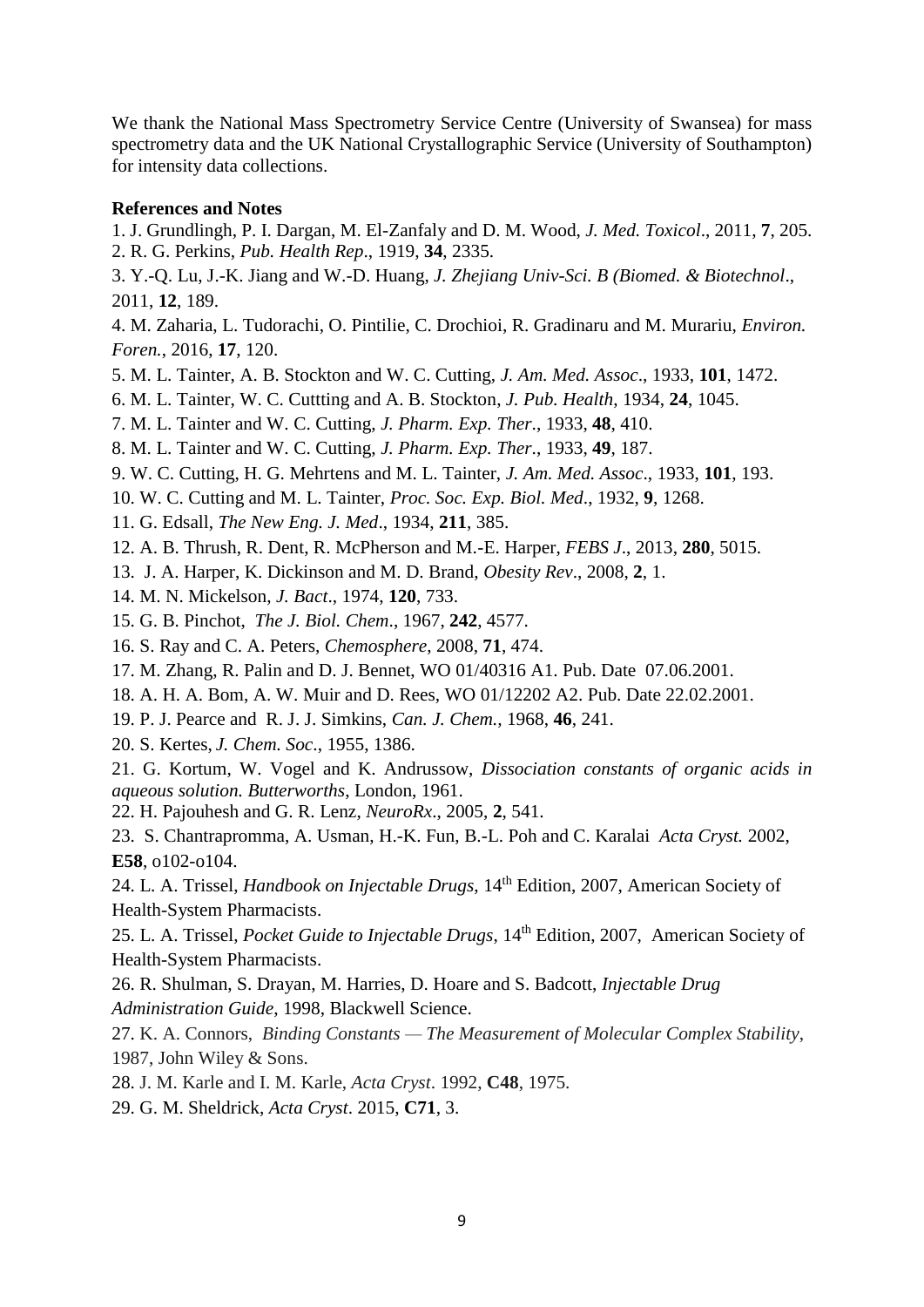We thank the National Mass Spectrometry Service Centre (University of Swansea) for mass spectrometry data and the UK National Crystallographic Service (University of Southampton) for intensity data collections.

**References and Notes**

1. J. Grundlingh, P. I. Dargan, M. El-Zanfaly and D. M. Wood, *J. Med. Toxicol*., 2011, **7**, 205.
2. R. G. Perkins, *Pub. Health Rep*., 1919, **34**, 2335.
3. Y.-Q. Lu, J.-K. Jiang and W.-D. Huang, *J. Zhejiang Univ-Sci. B (Biomed. & Biotechnol*., 2011, **12**, 189.
4. M. Zaharia, L. Tudorachi, O. Pintilie, C. Drochioi, R. Gradinaru and M. Murariu, *Environ. Foren.*, 2016, **17**, 120.
5. M. L. Tainter, A. B. Stockton and W. C. Cutting, *J. Am. Med. Assoc*., 1933, **101**, 1472.
6. M. L. Tainter, W. C. Cuttting and A. B. Stockton, *J. Pub. Health*, 1934, **24**, 1045.
7. M. L. Tainter and W. C. Cutting, *J. Pharm. Exp. Ther*., 1933, **48**, 410.
8. M. L. Tainter and W. C. Cutting, *J. Pharm. Exp. Ther*., 1933, **49**, 187.
9. W. C. Cutting, H. G. Mehrtens and M. L. Tainter, *J. Am. Med. Assoc*., 1933, **101**, 193.
10. W. C. Cutting and M. L. Tainter, *Proc. Soc. Exp. Biol. Med*., 1932, **9**, 1268.
11. G. Edsall, *The New Eng. J. Med*., 1934, **211**, 385.
12. A. B. Thrush, R. Dent, R. McPherson and M.-E. Harper, *FEBS J*., 2013, **280**, 5015.
13. J. A. Harper, K. Dickinson and M. D. Brand, *Obesity Rev*., 2008, **2**, 1.
14. M. N. Mickelson, *J. Bact*., 1974, **120**, 733.
15. G. B. Pinchot, *The J. Biol. Chem*., 1967, **242**, 4577.
16. S. Ray and C. A. Peters, *Chemosphere*, 2008, **71**, 474.
17. M. Zhang, R. Palin and D. J. Bennet, WO 01/40316 A1. Pub. Date 07.06.2001.
18. A. H. A. Bom, A. W. Muir and D. Rees, WO 01/12202 A2. Pub. Date 22.02.2001.
19. P. J. Pearce and R. J. J. Simkins, *Can. J. Chem.*, 1968, **46**, 241.
20. S. Kertes, *J. Chem. Soc*., 1955, 1386.
21. G. Kortum, W. Vogel and K. Andrussow, *Dissociation constants of organic acids in aqueous solution. Butterworths*, London, 1961.
22. H. Pajouhesh and G. R. Lenz, *NeuroRx*., 2005, **2**, 541.
23. S. Chantrapromma, A. Usman, H.-K. Fun, B.-L. Poh and C. Karalai *Acta Cryst.* 2002, **E58**, o102-o104.
24. L. A. Trissel, *Handbook on Injectable Drugs*, 14th Edition, 2007, American Society of Health-System Pharmacists.
25. L. A. Trissel, *Pocket Guide to Injectable Drugs*, 14th Edition, 2007, American Society of Health-System Pharmacists.
26. R. Shulman, S. Drayan, M. Harries, D. Hoare and S. Badcott, *Injectable Drug Administration Guide*, 1998, Blackwell Science.
27. K. A. Connors, *Binding Constants — The Measurement of Molecular Complex Stability*, 1987, John Wiley & Sons.
28. J. M. Karle and I. M. Karle, *Acta Cryst*. 1992, **C48**, 1975.
29. G. M. Sheldrick, *Acta Cryst*. 2015, **C71**, 3.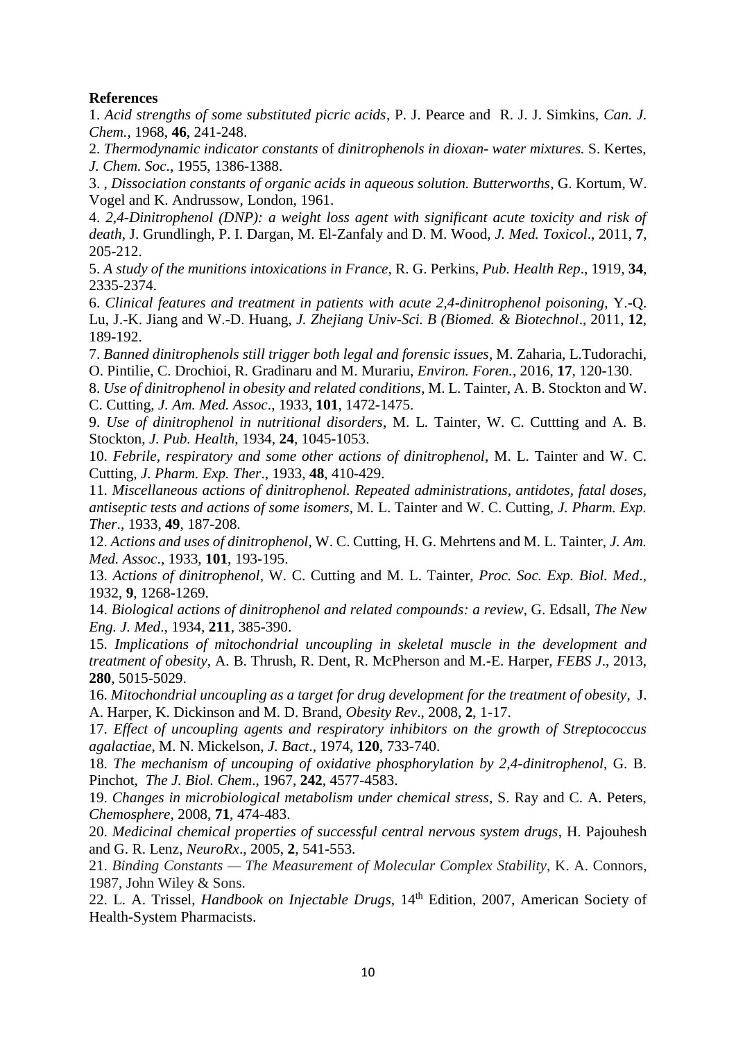**References**

1. *Acid strengths of some substituted picric acids*, P. J. Pearce and R. J. J. Simkins, *Can. J. Chem.*, 1968, **46**, 241-248.

2. *Thermodynamic indicator constants* of *dinitrophenols in dioxan- water mixtures.* S. Kertes, *J. Chem. Soc*., 1955, 1386-1388.

3. , *Dissociation constants of organic acids in aqueous solution. Butterworths*, G. Kortum, W. Vogel and K. Andrussow, London, 1961.

4. *2,4-Dinitrophenol (DNP): a weight loss agent with significant acute toxicity and risk of death*, J. Grundlingh, P. I. Dargan, M. El-Zanfaly and D. M. Wood, *J. Med. Toxicol*., 2011, **7**, 205-212.

5. *A study of the munitions intoxications in France*, R. G. Perkins, *Pub. Health Rep*., 1919, **34**, 2335-2374.

6. *Clinical features and treatment in patients with acute 2,4-dinitrophenol poisoning*, Y.-Q. Lu, J.-K. Jiang and W.-D. Huang, *J. Zhejiang Univ-Sci. B (Biomed. & Biotechnol*., 2011, **12**, 189-192.

7. *Banned dinitrophenols still trigger both legal and forensic issues*, M. Zaharia, L.Tudorachi, O. Pintilie, C. Drochioi, R. Gradinaru and M. Murariu, *Environ. Foren.*, 2016, **17**, 120-130.

8. *Use of dinitrophenol in obesity and related conditions*, M. L. Tainter, A. B. Stockton and W. C. Cutting, *J. Am. Med. Assoc*., 1933, **101**, 1472-1475.

9. *Use of dinitrophenol in nutritional disorders*, M. L. Tainter, W. C. Cuttting and A. B. Stockton, *J. Pub. Health*, 1934, **24**, 1045-1053.

10. *Febrile, respiratory and some other actions of dinitrophenol*, M. L. Tainter and W. C. Cutting, *J. Pharm. Exp. Ther*., 1933, **48**, 410-429.

11. *Miscellaneous actions of dinitrophenol. Repeated administrations, antidotes, fatal doses, antiseptic tests and actions of some isomers*, M. L. Tainter and W. C. Cutting, *J. Pharm. Exp. Ther*., 1933, **49**, 187-208.

12. *Actions and uses of dinitrophenol*, W. C. Cutting, H. G. Mehrtens and M. L. Tainter, *J. Am. Med. Assoc*., 1933, **101**, 193-195.

13. *Actions of dinitrophenol*, W. C. Cutting and M. L. Tainter, *Proc. Soc. Exp. Biol. Med*., 1932, **9**, 1268-1269.

14. *Biological actions of dinitrophenol and related compounds: a review*, G. Edsall, *The New Eng. J. Med*., 1934, **211**, 385-390.

15. *Implications of mitochondrial uncoupling in skeletal muscle in the development and treatment of obesity*, A. B. Thrush, R. Dent, R. McPherson and M.-E. Harper, *FEBS J*., 2013, **280**, 5015-5029.

16. *Mitochondrial uncoupling as a target for drug development for the treatment of obesity*, J. A. Harper, K. Dickinson and M. D. Brand, *Obesity Rev*., 2008, **2**, 1-17.

17. *Effect of uncoupling agents and respiratory inhibitors on the growth of Streptococcus agalactiae*, M. N. Mickelson, *J. Bact*., 1974, **120**, 733-740.

18. *The mechanism of uncouping of oxidative phosphorylation by 2,4-dinitrophenol*, G. B. Pinchot, *The J. Biol. Chem*., 1967, **242**, 4577-4583.

19. *Changes in microbiological metabolism under chemical stress*, S. Ray and C. A. Peters, *Chemosphere*, 2008, **71**, 474-483.

20. *Medicinal chemical properties of successful central nervous system drugs*, H. Pajouhesh and G. R. Lenz, *NeuroRx*., 2005, **2**, 541-553.

21. *Binding Constants — The Measurement of Molecular Complex Stability*, K. A. Connors, 1987, John Wiley & Sons.

22. L. A. Trissel, *Handbook on Injectable Drugs*, 14th Edition, 2007, American Society of Health-System Pharmacists.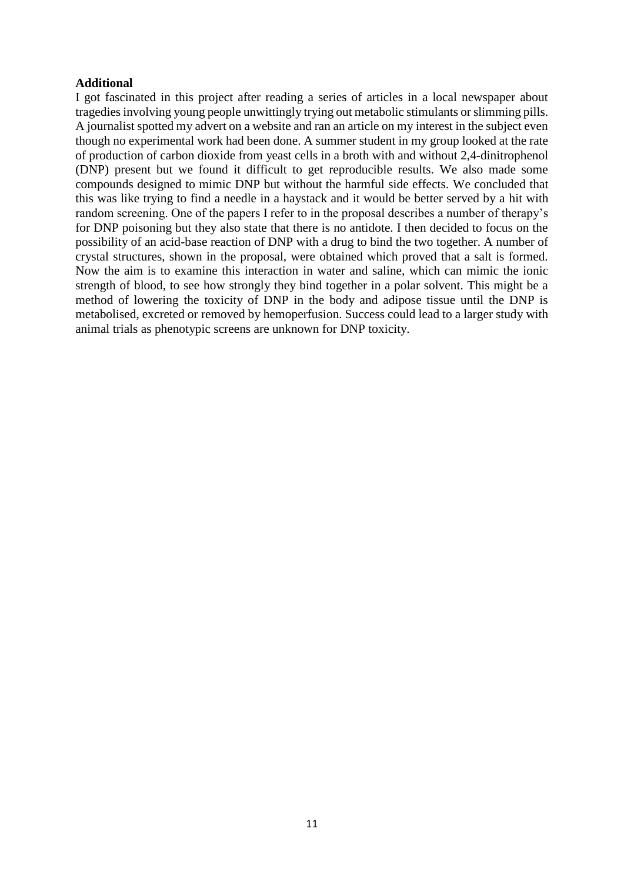**Additional**

I got fascinated in this project after reading a series of articles in a local newspaper about tragedies involving young people unwittingly trying out metabolic stimulants or slimming pills. A journalist spotted my advert on a website and ran an article on my interest in the subject even though no experimental work had been done. A summer student in my group looked at the rate of production of carbon dioxide from yeast cells in a broth with and without 2,4-dinitrophenol (DNP) present but we found it difficult to get reproducible results. We also made some compounds designed to mimic DNP but without the harmful side effects. We concluded that this was like trying to find a needle in a haystack and it would be better served by a hit with random screening. One of the papers I refer to in the proposal describes a number of therapy's for DNP poisoning but they also state that there is no antidote. I then decided to focus on the possibility of an acid-base reaction of DNP with a drug to bind the two together. A number of crystal structures, shown in the proposal, were obtained which proved that a salt is formed. Now the aim is to examine this interaction in water and saline, which can mimic the ionic strength of blood, to see how strongly they bind together in a polar solvent. This might be a method of lowering the toxicity of DNP in the body and adipose tissue until the DNP is metabolised, excreted or removed by hemoperfusion. Success could lead to a larger study with animal trials as phenotypic screens are unknown for DNP toxicity.